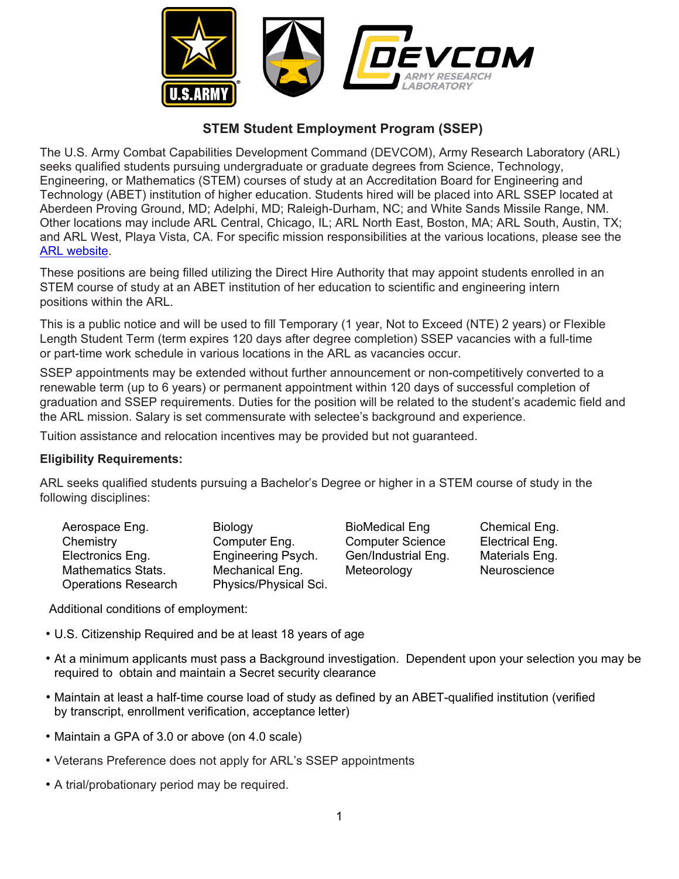## STEM Student Employment Program (SSEP)

The U.S. Army Combat Capabilities Development Command (DEVCOM), Army Research Laboratory (ARL) seeks qualified students pursuing undergraduate or graduate degrees from Science, Technology, Engineering, or Mathematics (STEM) courses of study at an Accreditation Board for Engineering and Technology (ABET) institution of higher education. Students hired will be placed into ARL SSEP located at Aberdeen Proving Ground, MD; Adelphi, MD; Raleigh-Durham, NC; and White Sands Missile Range, NM. Other locations may include ARL Central, Chicago, IL; ARL North East, Boston, MA; ARL South, Austin, TX; and ARL West, Playa Vista, CA. For specific mission responsibilities at the various locations, please see the ARL website.

These positions are being filled utilizing the Direct Hire Authority that may appoint students enrolled in an STEM course of study at an ABET institution of her education to scientific and engineering intern positions within the ARL.

This is a public notice and will be used to fill Temporary (1 year, Not to Exceed (NTE) 2 years) or Flexible Length Student Term (term expires 120 days after degree completion) SSEP vacancies with a full-time or part-time work schedule in various locations in the ARL as vacancies occur.

SSEP appointments may be extended without further announcement or non-competitively converted to a renewable term (up to 6 years) or permanent appointment within 120 days of successful completion of graduation and SSEP requirements. Duties for the position will be related to the student's academic field and the ARL mission. Salary is set commensurate with selectee's background and experience.

Tuition assistance and relocation incentives may be provided but not guaranteed.

**Eligibility Requirements:**

ARL seeks qualified students pursuing a Bachelor's Degree or higher in a STEM course of study in the following disciplines:

| | | | |
|---|---|---|---|
| Aerospace Eng. | Biology | BioMedical Eng | Chemical Eng. |
| Chemistry | Computer Eng. | Computer Science | Electrical Eng. |
| Electronics Eng. | Engineering Psych. | Gen/Industrial Eng. | Materials Eng. |
| Mathematics Stats. | Mechanical Eng. | Meteorology | Neuroscience |
| Operations Research | Physics/Physical Sci. | | |

Additional conditions of employment:

- U.S. Citizenship Required and be at least 18 years of age
- At a minimum applicants must pass a Background investigation. Dependent upon your selection you may be required to obtain and maintain a Secret security clearance
- Maintain at least a half-time course load of study as defined by an ABET-qualified institution (verified by transcript, enrollment verification, acceptance letter)
- Maintain a GPA of 3.0 or above (on 4.0 scale)
- Veterans Preference does not apply for ARL's SSEP appointments
- A trial/probationary period may be required.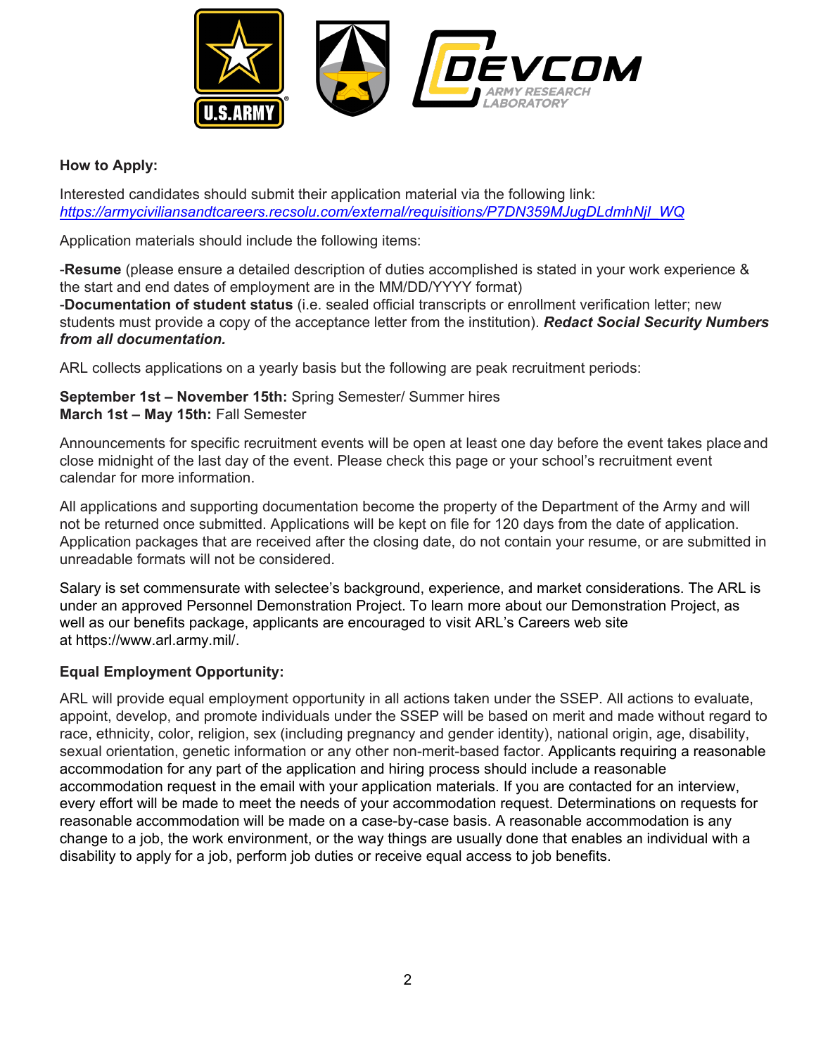**How to Apply:**

Interested candidates should submit their application material via the following link: *https://armyciviliansandtcareers.recsolu.com/external/requisitions/P7DN359MJugDLdmhNjl_WQ*

Application materials should include the following items:

-**Resume** (please ensure a detailed description of duties accomplished is stated in your work experience & the start and end dates of employment are in the MM/DD/YYYY format)
-**Documentation of student status** (i.e. sealed official transcripts or enrollment verification letter; new students must provide a copy of the acceptance letter from the institution). ***Redact Social Security Numbers from all documentation.***

ARL collects applications on a yearly basis but the following are peak recruitment periods:

**September 1st – November 15th:** Spring Semester/ Summer hires
**March 1st – May 15th:** Fall Semester

Announcements for specific recruitment events will be open at least one day before the event takes place and close midnight of the last day of the event. Please check this page or your school's recruitment event calendar for more information.

All applications and supporting documentation become the property of the Department of the Army and will not be returned once submitted. Applications will be kept on file for 120 days from the date of application. Application packages that are received after the closing date, do not contain your resume, or are submitted in unreadable formats will not be considered.

Salary is set commensurate with selectee's background, experience, and market considerations. The ARL is under an approved Personnel Demonstration Project. To learn more about our Demonstration Project, as well as our benefits package, applicants are encouraged to visit ARL's Careers web site at https://www.arl.army.mil/.

**Equal Employment Opportunity:**

ARL will provide equal employment opportunity in all actions taken under the SSEP. All actions to evaluate, appoint, develop, and promote individuals under the SSEP will be based on merit and made without regard to race, ethnicity, color, religion, sex (including pregnancy and gender identity), national origin, age, disability, sexual orientation, genetic information or any other non-merit-based factor. Applicants requiring a reasonable accommodation for any part of the application and hiring process should include a reasonable accommodation request in the email with your application materials. If you are contacted for an interview, every effort will be made to meet the needs of your accommodation request. Determinations on requests for reasonable accommodation will be made on a case-by-case basis. A reasonable accommodation is any change to a job, the work environment, or the way things are usually done that enables an individual with a disability to apply for a job, perform job duties or receive equal access to job benefits.